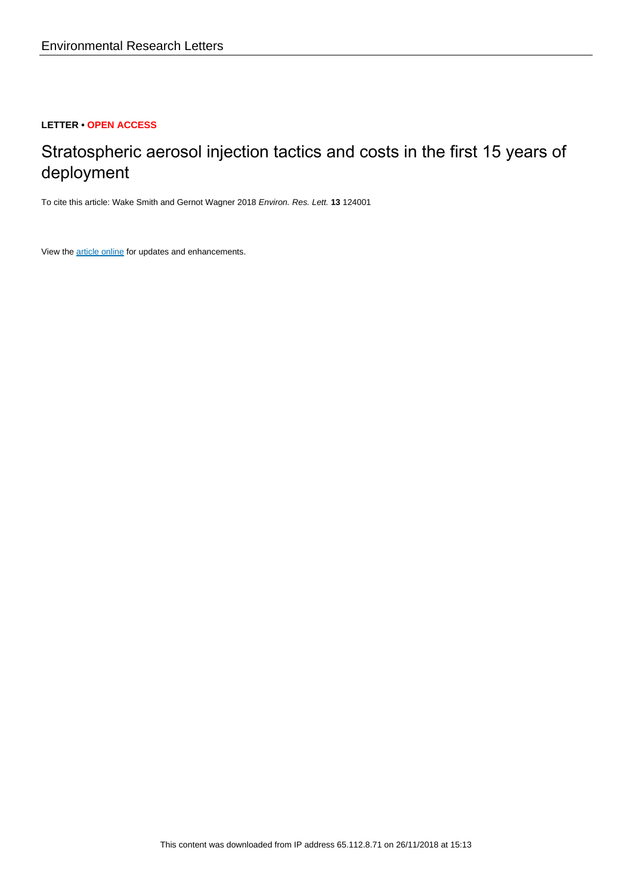Environmental Research Letters

**LETTER • OPEN ACCESS**

# Stratospheric aerosol injection tactics and costs in the first 15 years of deployment

To cite this article: Wake Smith and Gernot Wagner 2018 *Environ. Res. Lett.* **13** 124001

View the article online for updates and enhancements.

This content was downloaded from IP address 65.112.8.71 on 26/11/2018 at 15:13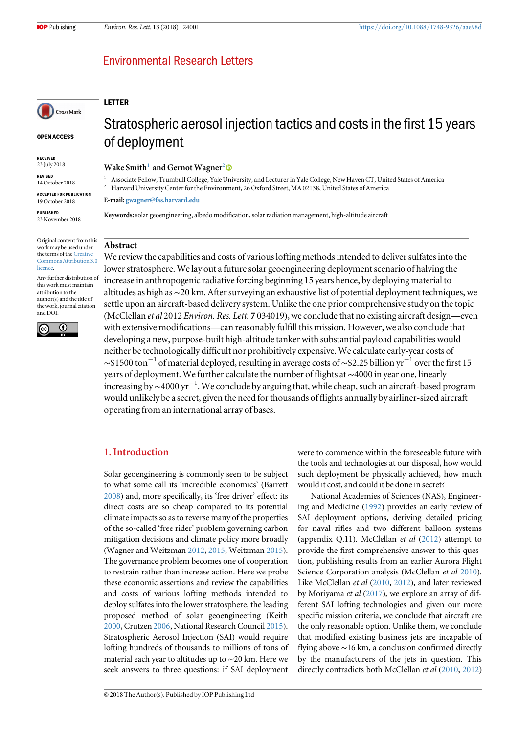# Environmental Research Letters

## LETTER

# Stratospheric aerosol injection tactics and costs in the first 15 years of deployment

**Wake Smith**[1] **and Gernot Wagner**[2]

[1] Associate Fellow, Trumbull College, Yale University, and Lecturer in Yale College, New Haven CT, United States of America
[2] Harvard University Center for the Environment, 26 Oxford Street, MA 02138, United States of America

**E-mail:** gwagner@fas.harvard.edu

**Keywords:** solar geoengineering, albedo modification, solar radiation management, high-altitude aircraft

OPEN ACCESS

RECEIVED
23 July 2018

REVISED
14 October 2018

ACCEPTED FOR PUBLICATION
19 October 2018

PUBLISHED
23 November 2018

Original content from this work may be used under the terms of the Creative Commons Attribution 3.0 licence.

Any further distribution of this work must maintain attribution to the author(s) and the title of the work, journal citation and DOI.

## Abstract

We review the capabilities and costs of various lofting methods intended to deliver sulfates into the lower stratosphere. We lay out a future solar geoengineering deployment scenario of halving the increase in anthropogenic radiative forcing beginning 15 years hence, by deploying material to altitudes as high as ~20 km. After surveying an exhaustive list of potential deployment techniques, we settle upon an aircraft-based delivery system. Unlike the one prior comprehensive study on the topic (McClellan *et al* 2012 *Environ. Res. Lett.* **7** 034019), we conclude that no existing aircraft design—even with extensive modifications—can reasonably fulfill this mission. However, we also conclude that developing a new, purpose-built high-altitude tanker with substantial payload capabilities would neither be technologically difficult nor prohibitively expensive. We calculate early-year costs of ~\$1500 $ton^{-1}$ of material deployed, resulting in average costs of ~\$2.25 billion $yr^{-1}$ over the first 15 years of deployment. We further calculate the number of flights at ~4000 in year one, linearly increasing by ~4000 $yr^{-1}$. We conclude by arguing that, while cheap, such an aircraft-based program would unlikely be a secret, given the need for thousands of flights annually by airliner-sized aircraft operating from an international array of bases.

## 1. Introduction

Solar geoengineering is commonly seen to be subject to what some call its 'incredible economics' (Barrett 2008) and, more specifically, its 'free driver' effect: its direct costs are so cheap compared to its potential climate impacts so as to reverse many of the properties of the so-called 'free rider' problem governing carbon mitigation decisions and climate policy more broadly (Wagner and Weitzman 2012, 2015, Weitzman 2015). The governance problem becomes one of cooperation to restrain rather than increase action. Here we probe these economic assertions and review the capabilities and costs of various lofting methods intended to deploy sulfates into the lower stratosphere, the leading proposed method of solar geoengineering (Keith 2000, Crutzen 2006, National Research Council 2015). Stratospheric Aerosol Injection (SAI) would require lofting hundreds of thousands to millions of tons of material each year to altitudes up to ~20 km. Here we seek answers to three questions: if SAI deployment were to commence within the foreseeable future with the tools and technologies at our disposal, how would such deployment be physically achieved, how much would it cost, and could it be done in secret?

National Academies of Sciences (NAS), Engineering and Medicine (1992) provides an early review of SAI deployment options, deriving detailed pricing for naval rifles and two different balloon systems (appendix Q.11). McClellan *et al* (2012) attempt to provide the first comprehensive answer to this question, publishing results from an earlier Aurora Flight Science Corporation analysis (McClellan *et al* 2010). Like McClellan *et al* (2010, 2012), and later reviewed by Moriyama *et al* (2017), we explore an array of different SAI lofting technologies and given our more specific mission criteria, we conclude that aircraft are the only reasonable option. Unlike them, we conclude that modified existing business jets are incapable of flying above ~16 km, a conclusion confirmed directly by the manufacturers of the jets in question. This directly contradicts both McClellan *et al* (2010, 2012)

© 2018 The Author(s). Published by IOP Publishing Ltd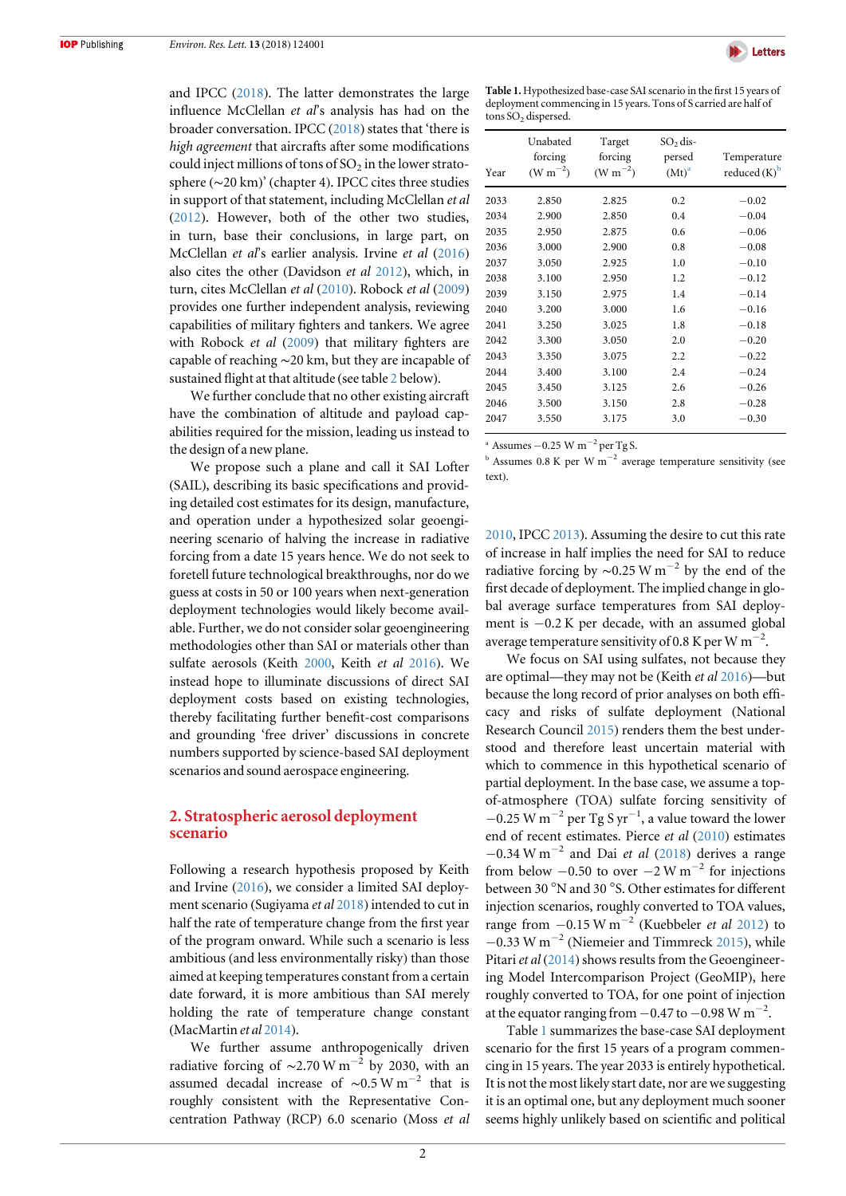and IPCC (2018). The latter demonstrates the large influence McClellan *et al*'s analysis has had on the broader conversation. IPCC (2018) states that 'there is *high agreement* that aircrafts after some modifications could inject millions of tons of $SO_2$ in the lower stratosphere (~20 km)' (chapter 4). IPCC cites three studies in support of that statement, including McClellan *et al* (2012). However, both of the other two studies, in turn, base their conclusions, in large part, on McClellan *et al*'s earlier analysis. Irvine *et al* (2016) also cites the other (Davidson *et al* 2012), which, in turn, cites McClellan *et al* (2010). Robock *et al* (2009) provides one further independent analysis, reviewing capabilities of military fighters and tankers. We agree with Robock *et al* (2009) that military fighters are capable of reaching ~20 km, but they are incapable of sustained flight at that altitude (see table 2 below).

We further conclude that no other existing aircraft have the combination of altitude and payload capabilities required for the mission, leading us instead to the design of a new plane.

We propose such a plane and call it SAI Lofter (SAIL), describing its basic specifications and providing detailed cost estimates for its design, manufacture, and operation under a hypothesized solar geoengineering scenario of halving the increase in radiative forcing from a date 15 years hence. We do not seek to foretell future technological breakthroughs, nor do we guess at costs in 50 or 100 years when next-generation deployment technologies would likely become available. Further, we do not consider solar geoengineering methodologies other than SAI or materials other than sulfate aerosols (Keith 2000, Keith *et al* 2016). We instead hope to illuminate discussions of direct SAI deployment costs based on existing technologies, thereby facilitating further benefit-cost comparisons and grounding 'free driver' discussions in concrete numbers supported by science-based SAI deployment scenarios and sound aerospace engineering.

## 2. Stratospheric aerosol deployment scenario

Following a research hypothesis proposed by Keith and Irvine (2016), we consider a limited SAI deployment scenario (Sugiyama *et al* 2018) intended to cut in half the rate of temperature change from the first year of the program onward. While such a scenario is less ambitious (and less environmentally risky) than those aimed at keeping temperatures constant from a certain date forward, it is more ambitious than SAI merely holding the rate of temperature change constant (MacMartin *et al* 2014).

We further assume anthropogenically driven radiative forcing of ~2.70 W $m^{-2}$ by 2030, with an assumed decadal increase of ~0.5 W $m^{-2}$ that is roughly consistent with the Representative Concentration Pathway (RCP) 6.0 scenario (Moss *et al* 2010, IPCC 2013). Assuming the desire to cut this rate of increase in half implies the need for SAI to reduce radiative forcing by ~0.25 W $m^{-2}$ by the end of the first decade of deployment. The implied change in global average surface temperatures from SAI deployment is −0.2 K per decade, with an assumed global average temperature sensitivity of 0.8 K per W $m^{-2}$.

**Table 1.** Hypothesized base-case SAI scenario in the first 15 years of deployment commencing in 15 years. Tons of S carried are half of tons $SO_2$ dispersed.

| Year | Unabated forcing (W $m^{-2}$) | Target forcing (W $m^{-2}$) | $SO_2$ dispersed (Mt)[a] | Temperature reduced (K)[b] |
|---|---|---|---|---|
| 2033 | 2.850 | 2.825 | 0.2 | −0.02 |
| 2034 | 2.900 | 2.850 | 0.4 | −0.04 |
| 2035 | 2.950 | 2.875 | 0.6 | −0.06 |
| 2036 | 3.000 | 2.900 | 0.8 | −0.08 |
| 2037 | 3.050 | 2.925 | 1.0 | −0.10 |
| 2038 | 3.100 | 2.950 | 1.2 | −0.12 |
| 2039 | 3.150 | 2.975 | 1.4 | −0.14 |
| 2040 | 3.200 | 3.000 | 1.6 | −0.16 |
| 2041 | 3.250 | 3.025 | 1.8 | −0.18 |
| 2042 | 3.300 | 3.050 | 2.0 | −0.20 |
| 2043 | 3.350 | 3.075 | 2.2 | −0.22 |
| 2044 | 3.400 | 3.100 | 2.4 | −0.24 |
| 2045 | 3.450 | 3.125 | 2.6 | −0.26 |
| 2046 | 3.500 | 3.150 | 2.8 | −0.28 |
| 2047 | 3.550 | 3.175 | 3.0 | −0.30 |

[a] Assumes −0.25 W $m^{-2}$ per Tg S.
[b] Assumes 0.8 K per W $m^{-2}$ average temperature sensitivity (see text).

We focus on SAI using sulfates, not because they are optimal—they may not be (Keith *et al* 2016)—but because the long record of prior analyses on both efficacy and risks of sulfate deployment (National Research Council 2015) renders them the best understood and therefore least uncertain material with which to commence in this hypothetical scenario of partial deployment. In the base case, we assume a top-of-atmosphere (TOA) sulfate forcing sensitivity of −0.25 W $m^{-2}$ per Tg S $yr^{-1}$, a value toward the lower end of recent estimates. Pierce *et al* (2010) estimates −0.34 W $m^{-2}$ and Dai *et al* (2018) derives a range from below −0.50 to over −2 W $m^{-2}$ for injections between 30 °N and 30 °S. Other estimates for different injection scenarios, roughly converted to TOA values, range from −0.15 W $m^{-2}$ (Kuebbeler *et al* 2012) to −0.33 W $m^{-2}$ (Niemeier and Timmreck 2015), while Pitari *et al* (2014) shows results from the Geoengineering Model Intercomparison Project (GeoMIP), here roughly converted to TOA, for one point of injection at the equator ranging from −0.47 to −0.98 W $m^{-2}$.

Table 1 summarizes the base-case SAI deployment scenario for the first 15 years of a program commencing in 15 years. The year 2033 is entirely hypothetical. It is not the most likely start date, nor are we suggesting it is an optimal one, but any deployment much sooner seems highly unlikely based on scientific and political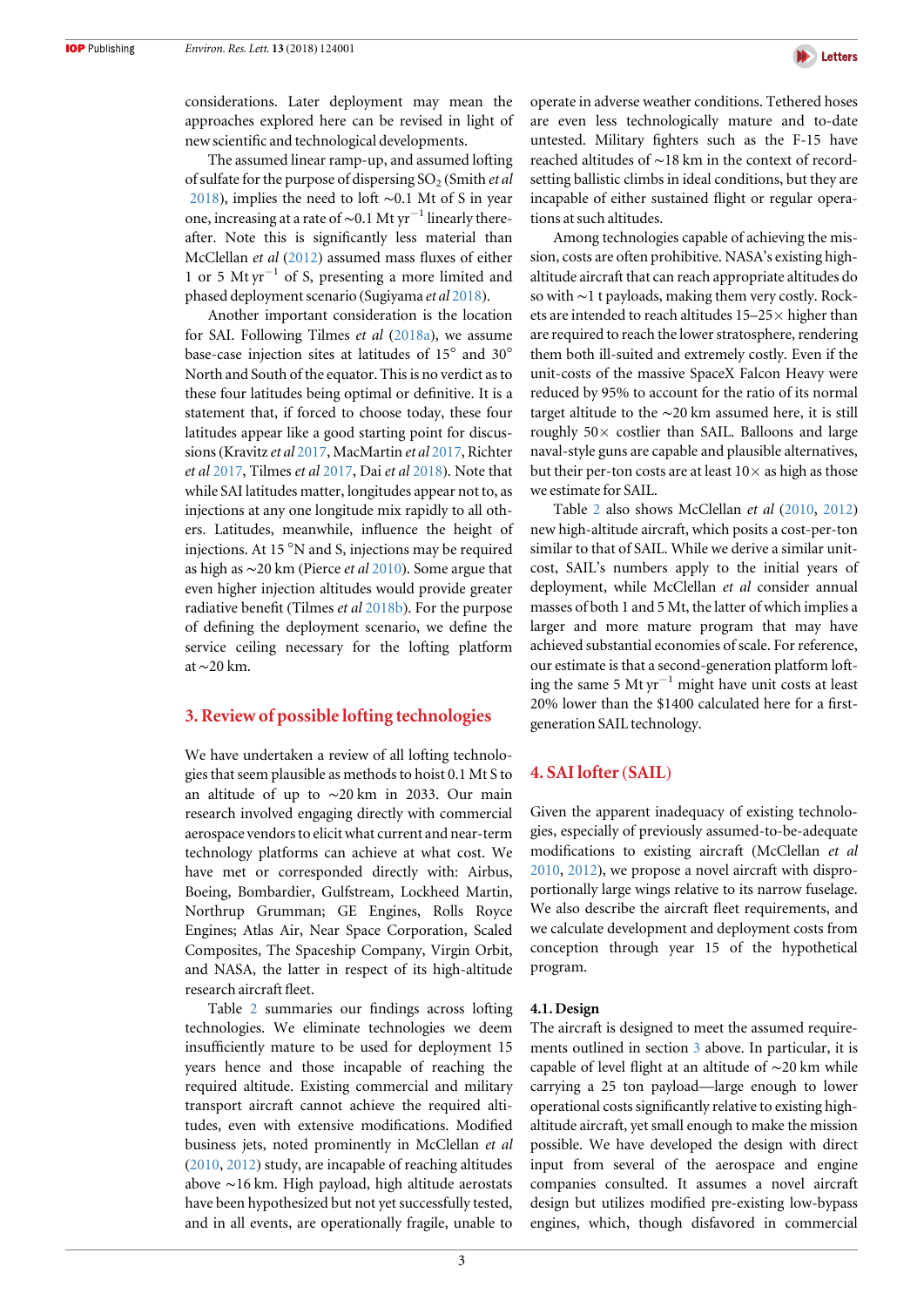considerations. Later deployment may mean the approaches explored here can be revised in light of new scientific and technological developments.

The assumed linear ramp-up, and assumed lofting of sulfate for the purpose of dispersing $SO_2$ (Smith *et al* 2018), implies the need to loft ~0.1 Mt of S in year one, increasing at a rate of ~0.1 Mt $yr^{-1}$ linearly thereafter. Note this is significantly less material than McClellan *et al* (2012) assumed mass fluxes of either 1 or 5 Mt $yr^{-1}$ of S, presenting a more limited and phased deployment scenario (Sugiyama *et al* 2018).

Another important consideration is the location for SAI. Following Tilmes *et al* (2018a), we assume base-case injection sites at latitudes of 15° and 30° North and South of the equator. This is no verdict as to these four latitudes being optimal or definitive. It is a statement that, if forced to choose today, these four latitudes appear like a good starting point for discussions (Kravitz *et al* 2017, MacMartin *et al* 2017, Richter *et al* 2017, Tilmes *et al* 2017, Dai *et al* 2018). Note that while SAI latitudes matter, longitudes appear not to, as injections at any one longitude mix rapidly to all others. Latitudes, meanwhile, influence the height of injections. At 15 °N and S, injections may be required as high as ~20 km (Pierce *et al* 2010). Some argue that even higher injection altitudes would provide greater radiative benefit (Tilmes *et al* 2018b). For the purpose of defining the deployment scenario, we define the service ceiling necessary for the lofting platform at ~20 km.

## 3. Review of possible lofting technologies

We have undertaken a review of all lofting technologies that seem plausible as methods to hoist 0.1 Mt S to an altitude of up to ~20 km in 2033. Our main research involved engaging directly with commercial aerospace vendors to elicit what current and near-term technology platforms can achieve at what cost. We have met or corresponded directly with: Airbus, Boeing, Bombardier, Gulfstream, Lockheed Martin, Northrup Grumman; GE Engines, Rolls Royce Engines; Atlas Air, Near Space Corporation, Scaled Composites, The Spaceship Company, Virgin Orbit, and NASA, the latter in respect of its high-altitude research aircraft fleet.

Table 2 summaries our findings across lofting technologies. We eliminate technologies we deem insufficiently mature to be used for deployment 15 years hence and those incapable of reaching the required altitude. Existing commercial and military transport aircraft cannot achieve the required altitudes, even with extensive modifications. Modified business jets, noted prominently in McClellan *et al* (2010, 2012) study, are incapable of reaching altitudes above ~16 km. High payload, high altitude aerostats have been hypothesized but not yet successfully tested, and in all events, are operationally fragile, unable to operate in adverse weather conditions. Tethered hoses are even less technologically mature and to-date untested. Military fighters such as the F-15 have reached altitudes of ~18 km in the context of record-setting ballistic climbs in ideal conditions, but they are incapable of either sustained flight or regular operations at such altitudes.

Among technologies capable of achieving the mission, costs are often prohibitive. NASA's existing high-altitude aircraft that can reach appropriate altitudes do so with ~1 t payloads, making them very costly. Rockets are intended to reach altitudes 15–25× higher than are required to reach the lower stratosphere, rendering them both ill-suited and extremely costly. Even if the unit-costs of the massive SpaceX Falcon Heavy were reduced by 95% to account for the ratio of its normal target altitude to the ~20 km assumed here, it is still roughly 50× costlier than SAIL. Balloons and large naval-style guns are capable and plausible alternatives, but their per-ton costs are at least 10× as high as those we estimate for SAIL.

Table 2 also shows McClellan *et al* (2010, 2012) new high-altitude aircraft, which posits a cost-per-ton similar to that of SAIL. While we derive a similar unit-cost, SAIL's numbers apply to the initial years of deployment, while McClellan *et al* consider annual masses of both 1 and 5 Mt, the latter of which implies a larger and more mature program that may have achieved substantial economies of scale. For reference, our estimate is that a second-generation platform lofting the same 5 Mt $yr^{-1}$ might have unit costs at least 20% lower than the $1400 calculated here for a first-generation SAIL technology.

## 4. SAI lofter (SAIL)

Given the apparent inadequacy of existing technologies, especially of previously assumed-to-be-adequate modifications to existing aircraft (McClellan *et al* 2010, 2012), we propose a novel aircraft with disproportionally large wings relative to its narrow fuselage. We also describe the aircraft fleet requirements, and we calculate development and deployment costs from conception through year 15 of the hypothetical program.

### 4.1. Design

The aircraft is designed to meet the assumed requirements outlined in section 3 above. In particular, it is capable of level flight at an altitude of ~20 km while carrying a 25 ton payload—large enough to lower operational costs significantly relative to existing high-altitude aircraft, yet small enough to make the mission possible. We have developed the design with direct input from several of the aerospace and engine companies consulted. It assumes a novel aircraft design but utilizes modified pre-existing low-bypass engines, which, though disfavored in commercial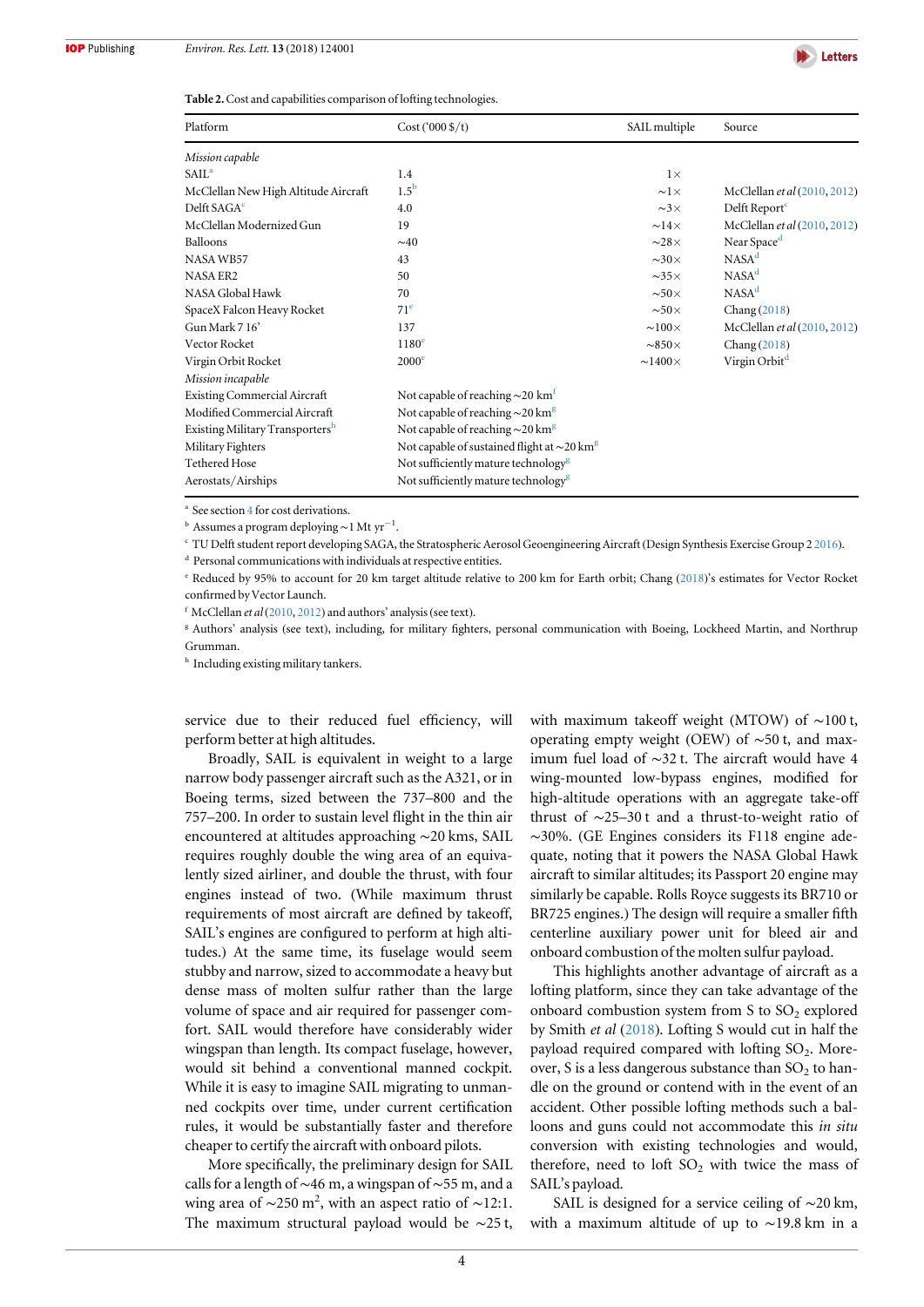**Table 2.** Cost and capabilities comparison of lofting technologies.

| Platform | Cost ('000 \$/t) | SAIL multiple | Source |
|---|---|---|---|
| *Mission capable* | | | |
| SAIL[a] | 1.4 | 1× | |
| McClellan New High Altitude Aircraft | 1.5[b] | ~1× | McClellan *et al* (2010, 2012) |
| Delft SAGA[c] | 4.0 | ~3× | Delft Report[c] |
| McClellan Modernized Gun | 19 | ~14× | McClellan *et al* (2010, 2012) |
| Balloons | ~40 | ~28× | Near Space[d] |
| NASA WB57 | 43 | ~30× | NASA[d] |
| NASA ER2 | 50 | ~35× | NASA[d] |
| NASA Global Hawk | 70 | ~50× | NASA[d] |
| SpaceX Falcon Heavy Rocket | 71[e] | ~50× | Chang (2018) |
| Gun Mark 7 16' | 137 | ~100× | McClellan *et al* (2010, 2012) |
| Vector Rocket | 1180[e] | ~850× | Chang (2018) |
| Virgin Orbit Rocket | 2000[e] | ~1400× | Virgin Orbit[d] |
| *Mission incapable* | | | |
| Existing Commercial Aircraft | Not capable of reaching ~20 km[f] | | |
| Modified Commercial Aircraft | Not capable of reaching ~20 km[g] | | |
| Existing Military Transporters[h] | Not capable of reaching ~20 km[g] | | |
| Military Fighters | Not capable of sustained flight at ~20 km[g] | | |
| Tethered Hose | Not sufficiently mature technology[g] | | |
| Aerostats/Airships | Not sufficiently mature technology[g] | | |

[a] See section 4 for cost derivations.
[b] Assumes a program deploying ~1 Mt $yr^{-1}$.
[c] TU Delft student report developing SAGA, the Stratospheric Aerosol Geoengineering Aircraft (Design Synthesis Exercise Group 2 2016).
[d] Personal communications with individuals at respective entities.
[e] Reduced by 95% to account for 20 km target altitude relative to 200 km for Earth orbit; Chang (2018)'s estimates for Vector Rocket confirmed by Vector Launch.
[f] McClellan *et al* (2010, 2012) and authors' analysis (see text).
[g] Authors' analysis (see text), including, for military fighters, personal communication with Boeing, Lockheed Martin, and Northrup Grumman.
[h] Including existing military tankers.

service due to their reduced fuel efficiency, will perform better at high altitudes.

Broadly, SAIL is equivalent in weight to a large narrow body passenger aircraft such as the A321, or in Boeing terms, sized between the 737–800 and the 757–200. In order to sustain level flight in the thin air encountered at altitudes approaching ~20 kms, SAIL requires roughly double the wing area of an equivalently sized airliner, and double the thrust, with four engines instead of two. (While maximum thrust requirements of most aircraft are defined by takeoff, SAIL's engines are configured to perform at high altitudes.) At the same time, its fuselage would seem stubby and narrow, sized to accommodate a heavy but dense mass of molten sulfur rather than the large volume of space and air required for passenger comfort. SAIL would therefore have considerably wider wingspan than length. Its compact fuselage, however, would sit behind a conventional manned cockpit. While it is easy to imagine SAIL migrating to unmanned cockpits over time, under current certification rules, it would be substantially faster and therefore cheaper to certify the aircraft with onboard pilots.

More specifically, the preliminary design for SAIL calls for a length of ~46 m, a wingspan of ~55 m, and a wing area of ~250 $m^2$, with an aspect ratio of ~12:1. The maximum structural payload would be ~25 t, with maximum takeoff weight (MTOW) of ~100 t, operating empty weight (OEW) of ~50 t, and maximum fuel load of ~32 t. The aircraft would have 4 wing-mounted low-bypass engines, modified for high-altitude operations with an aggregate take-off thrust of ~25–30 t and a thrust-to-weight ratio of ~30%. (GE Engines considers its F118 engine adequate, noting that it powers the NASA Global Hawk aircraft to similar altitudes; its Passport 20 engine may similarly be capable. Rolls Royce suggests its BR710 or BR725 engines.) The design will require a smaller fifth centerline auxiliary power unit for bleed air and onboard combustion of the molten sulfur payload.

This highlights another advantage of aircraft as a lofting platform, since they can take advantage of the onboard combustion system from S to $SO_2$ explored by Smith *et al* (2018). Lofting S would cut in half the payload required compared with lofting $SO_2$. Moreover, S is a less dangerous substance than $SO_2$ to handle on the ground or contend with in the event of an accident. Other possible lofting methods such a balloons and guns could not accommodate this *in situ* conversion with existing technologies and would, therefore, need to loft $SO_2$ with twice the mass of SAIL's payload.

SAIL is designed for a service ceiling of ~20 km, with a maximum altitude of up to ~19.8 km in a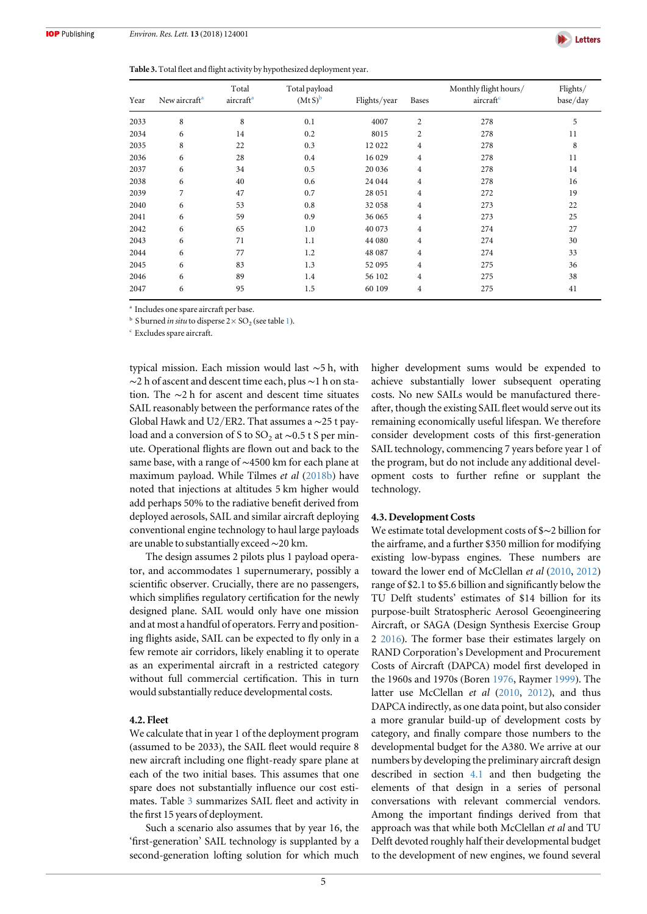Table 3. Total fleet and flight activity by hypothesized deployment year.

| Year | New aircraft[a] | Total aircraft[a] | Total payload (Mt S)[b] | Flights/year | Bases | Monthly flight hours/ aircraft[c] | Flights/ base/day |
|---|---|---|---|---|---|---|---|
| 2033 | 8 | 8 | 0.1 | 4007 | 2 | 278 | 5 |
| 2034 | 6 | 14 | 0.2 | 8015 | 2 | 278 | 11 |
| 2035 | 8 | 22 | 0.3 | 12 022 | 4 | 278 | 8 |
| 2036 | 6 | 28 | 0.4 | 16 029 | 4 | 278 | 11 |
| 2037 | 6 | 34 | 0.5 | 20 036 | 4 | 278 | 14 |
| 2038 | 6 | 40 | 0.6 | 24 044 | 4 | 278 | 16 |
| 2039 | 7 | 47 | 0.7 | 28 051 | 4 | 272 | 19 |
| 2040 | 6 | 53 | 0.8 | 32 058 | 4 | 273 | 22 |
| 2041 | 6 | 59 | 0.9 | 36 065 | 4 | 273 | 25 |
| 2042 | 6 | 65 | 1.0 | 40 073 | 4 | 274 | 27 |
| 2043 | 6 | 71 | 1.1 | 44 080 | 4 | 274 | 30 |
| 2044 | 6 | 77 | 1.2 | 48 087 | 4 | 274 | 33 |
| 2045 | 6 | 83 | 1.3 | 52 095 | 4 | 275 | 36 |
| 2046 | 6 | 89 | 1.4 | 56 102 | 4 | 275 | 38 |
| 2047 | 6 | 95 | 1.5 | 60 109 | 4 | 275 | 41 |

[a] Includes one spare aircraft per base.

[b] S burned *in situ* to disperse 2× $SO_2$ (see table 1).

[c] Excludes spare aircraft.

typical mission. Each mission would last ~5 h, with ~2 h of ascent and descent time each, plus ~1 h on station. The ~2 h for ascent and descent time situates SAIL reasonably between the performance rates of the Global Hawk and U2/ER2. That assumes a ~25 t payload and a conversion of S to $SO_2$ at ~0.5 t S per minute. Operational flights are flown out and back to the same base, with a range of ~4500 km for each plane at maximum payload. While Tilmes *et al* (2018b) have noted that injections at altitudes 5 km higher would add perhaps 50% to the radiative benefit derived from deployed aerosols, SAIL and similar aircraft deploying conventional engine technology to haul large payloads are unable to substantially exceed ~20 km.

The design assumes 2 pilots plus 1 payload operator, and accommodates 1 supernumerary, possibly a scientific observer. Crucially, there are no passengers, which simplifies regulatory certification for the newly designed plane. SAIL would only have one mission and at most a handful of operators. Ferry and positioning flights aside, SAIL can be expected to fly only in a few remote air corridors, likely enabling it to operate as an experimental aircraft in a restricted category without full commercial certification. This in turn would substantially reduce developmental costs.

### 4.2. Fleet

We calculate that in year 1 of the deployment program (assumed to be 2033), the SAIL fleet would require 8 new aircraft including one flight-ready spare plane at each of the two initial bases. This assumes that one spare does not substantially influence our cost estimates. Table 3 summarizes SAIL fleet and activity in the first 15 years of deployment.

Such a scenario also assumes that by year 16, the 'first-generation' SAIL technology is supplanted by a second-generation lofting solution for which much higher development sums would be expended to achieve substantially lower subsequent operating costs. No new SAILs would be manufactured thereafter, though the existing SAIL fleet would serve out its remaining economically useful lifespan. We therefore consider development costs of this first-generation SAIL technology, commencing 7 years before year 1 of the program, but do not include any additional development costs to further refine or supplant the technology.

### 4.3. Development Costs

We estimate total development costs of \$~2 billion for the airframe, and a further \$350 million for modifying existing low-bypass engines. These numbers are toward the lower end of McClellan *et al* (2010, 2012) range of \$2.1 to \$5.6 billion and significantly below the TU Delft students' estimates of \$14 billion for its purpose-built Stratospheric Aerosol Geoengineering Aircraft, or SAGA (Design Synthesis Exercise Group 2 2016). The former base their estimates largely on RAND Corporation's Development and Procurement Costs of Aircraft (DAPCA) model first developed in the 1960s and 1970s (Boren 1976, Raymer 1999). The latter use McClellan *et al* (2010, 2012), and thus DAPCA indirectly, as one data point, but also consider a more granular build-up of development costs by category, and finally compare those numbers to the developmental budget for the A380. We arrive at our numbers by developing the preliminary aircraft design described in section 4.1 and then budgeting the elements of that design in a series of personal conversations with relevant commercial vendors. Among the important findings derived from that approach was that while both McClellan *et al* and TU Delft devoted roughly half their developmental budget to the development of new engines, we found several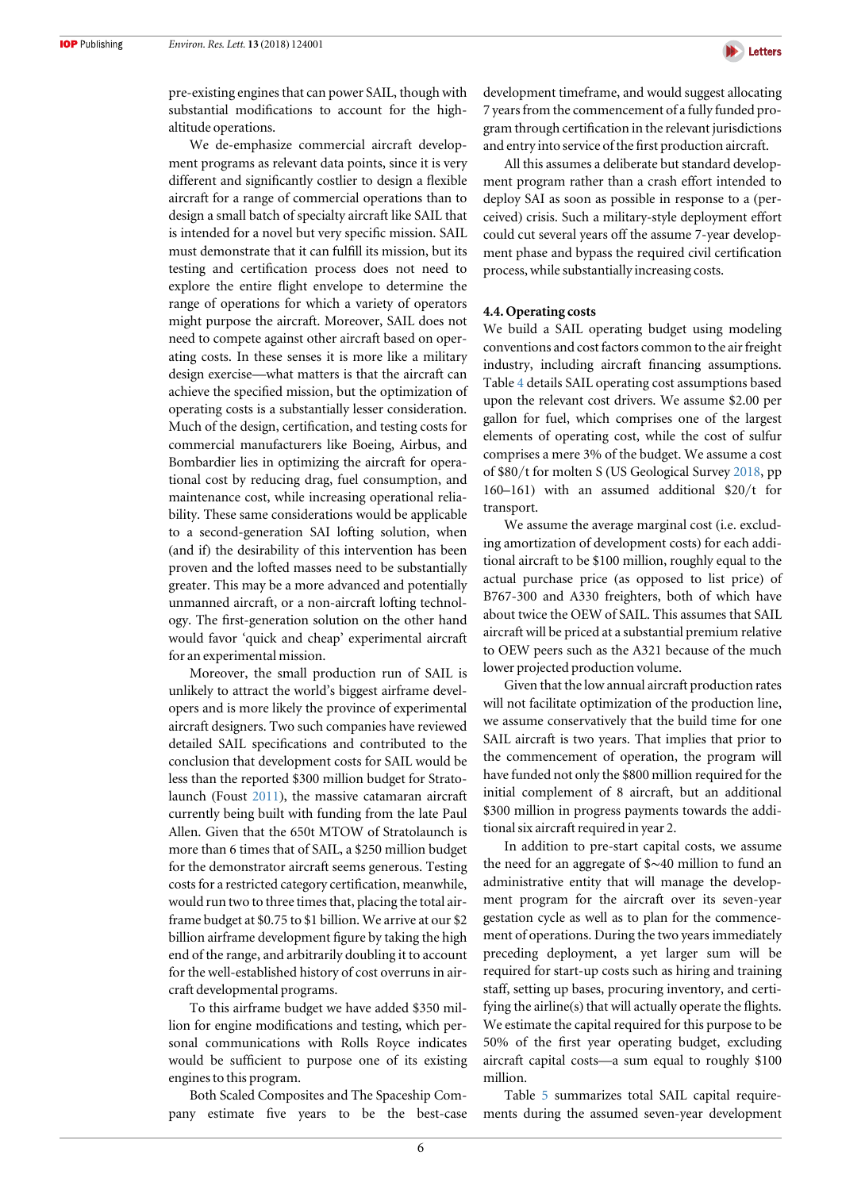pre-existing engines that can power SAIL, though with substantial modifications to account for the high-altitude operations.

We de-emphasize commercial aircraft development programs as relevant data points, since it is very different and significantly costlier to design a flexible aircraft for a range of commercial operations than to design a small batch of specialty aircraft like SAIL that is intended for a novel but very specific mission. SAIL must demonstrate that it can fulfill its mission, but its testing and certification process does not need to explore the entire flight envelope to determine the range of operations for which a variety of operators might purpose the aircraft. Moreover, SAIL does not need to compete against other aircraft based on operating costs. In these senses it is more like a military design exercise—what matters is that the aircraft can achieve the specified mission, but the optimization of operating costs is a substantially lesser consideration. Much of the design, certification, and testing costs for commercial manufacturers like Boeing, Airbus, and Bombardier lies in optimizing the aircraft for operational cost by reducing drag, fuel consumption, and maintenance cost, while increasing operational reliability. These same considerations would be applicable to a second-generation SAI lofting solution, when (and if) the desirability of this intervention has been proven and the lofted masses need to be substantially greater. This may be a more advanced and potentially unmanned aircraft, or a non-aircraft lofting technology. The first-generation solution on the other hand would favor 'quick and cheap' experimental aircraft for an experimental mission.

Moreover, the small production run of SAIL is unlikely to attract the world's biggest airframe developers and is more likely the province of experimental aircraft designers. Two such companies have reviewed detailed SAIL specifications and contributed to the conclusion that development costs for SAIL would be less than the reported $300 million budget for Stratolaunch (Foust 2011), the massive catamaran aircraft currently being built with funding from the late Paul Allen. Given that the 650t MTOW of Stratolaunch is more than 6 times that of SAIL, a $250 million budget for the demonstrator aircraft seems generous. Testing costs for a restricted category certification, meanwhile, would run two to three times that, placing the total airframe budget at $0.75 to $1 billion. We arrive at our $2 billion airframe development figure by taking the high end of the range, and arbitrarily doubling it to account for the well-established history of cost overruns in aircraft developmental programs.

To this airframe budget we have added $350 million for engine modifications and testing, which personal communications with Rolls Royce indicates would be sufficient to purpose one of its existing engines to this program.

Both Scaled Composites and The Spaceship Company estimate five years to be the best-case development timeframe, and would suggest allocating 7 years from the commencement of a fully funded program through certification in the relevant jurisdictions and entry into service of the first production aircraft.

All this assumes a deliberate but standard development program rather than a crash effort intended to deploy SAI as soon as possible in response to a (perceived) crisis. Such a military-style deployment effort could cut several years off the assume 7-year development phase and bypass the required civil certification process, while substantially increasing costs.

### 4.4. Operating costs

We build a SAIL operating budget using modeling conventions and cost factors common to the air freight industry, including aircraft financing assumptions. Table 4 details SAIL operating cost assumptions based upon the relevant cost drivers. We assume $2.00 per gallon for fuel, which comprises one of the largest elements of operating cost, while the cost of sulfur comprises a mere 3% of the budget. We assume a cost of $80/t for molten S (US Geological Survey 2018, pp 160–161) with an assumed additional $20/t for transport.

We assume the average marginal cost (i.e. excluding amortization of development costs) for each additional aircraft to be $100 million, roughly equal to the actual purchase price (as opposed to list price) of B767-300 and A330 freighters, both of which have about twice the OEW of SAIL. This assumes that SAIL aircraft will be priced at a substantial premium relative to OEW peers such as the A321 because of the much lower projected production volume.

Given that the low annual aircraft production rates will not facilitate optimization of the production line, we assume conservatively that the build time for one SAIL aircraft is two years. That implies that prior to the commencement of operation, the program will have funded not only the $800 million required for the initial complement of 8 aircraft, but an additional $300 million in progress payments towards the additional six aircraft required in year 2.

In addition to pre-start capital costs, we assume the need for an aggregate of $~40 million to fund an administrative entity that will manage the development program for the aircraft over its seven-year gestation cycle as well as to plan for the commencement of operations. During the two years immediately preceding deployment, a yet larger sum will be required for start-up costs such as hiring and training staff, setting up bases, procuring inventory, and certifying the airline(s) that will actually operate the flights. We estimate the capital required for this purpose to be 50% of the first year operating budget, excluding aircraft capital costs—a sum equal to roughly $100 million.

Table 5 summarizes total SAIL capital requirements during the assumed seven-year development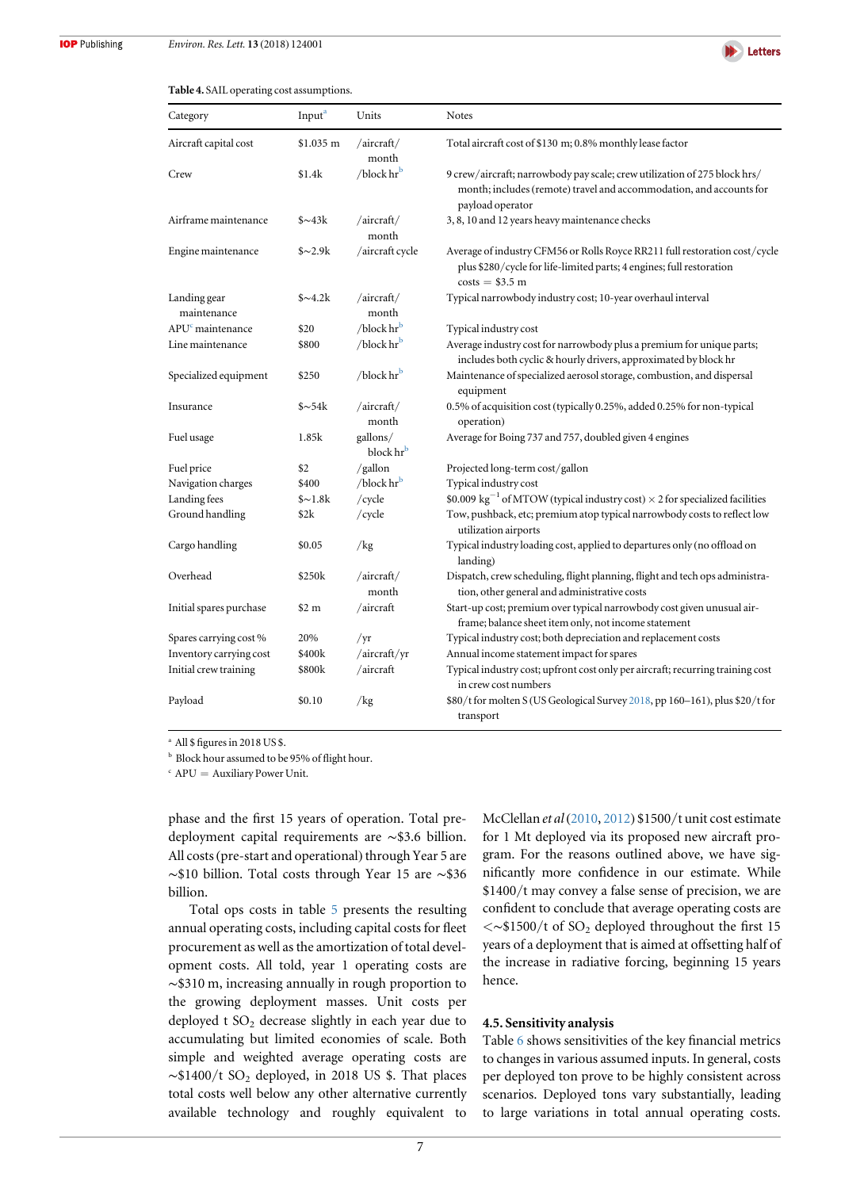**Table 4.** SAIL operating cost assumptions.

| Category | Input[a] | Units | Notes |
|---|---|---|---|
| Aircraft capital cost | \$1.035 m | /aircraft/month | Total aircraft cost of \$130 m; 0.8% monthly lease factor |
| Crew | \$1.4k | /block hr[b] | 9 crew/aircraft; narrowbody pay scale; crew utilization of 275 block hrs/month; includes (remote) travel and accommodation, and accounts for payload operator |
| Airframe maintenance | \$~43k | /aircraft/month | 3, 8, 10 and 12 years heavy maintenance checks |
| Engine maintenance | \$~2.9k | /aircraft cycle | Average of industry CFM56 or Rolls Royce RR211 full restoration cost/cycle plus \$280/cycle for life-limited parts; 4 engines; full restoration costs = \$3.5 m |
| Landing gear maintenance | \$~4.2k | /aircraft/month | Typical narrowbody industry cost; 10-year overhaul interval |
| APU[c] maintenance | \$20 | /block hr[b] | Typical industry cost |
| Line maintenance | \$800 | /block hr[b] | Average industry cost for narrowbody plus a premium for unique parts; includes both cyclic & hourly drivers, approximated by block hr |
| Specialized equipment | \$250 | /block hr[b] | Maintenance of specialized aerosol storage, combustion, and dispersal equipment |
| Insurance | \$~54k | /aircraft/month | 0.5% of acquisition cost (typically 0.25%, added 0.25% for non-typical operation) |
| Fuel usage | 1.85k | gallons/block hr[b] | Average for Boing 737 and 757, doubled given 4 engines |
| Fuel price | \$2 | /gallon | Projected long-term cost/gallon |
| Navigation charges | \$400 | /block hr[b] | Typical industry cost |
| Landing fees | \$~1.8k | /cycle | \$0.009 $kg^{-1}$ of MTOW (typical industry cost) × 2 for specialized facilities |
| Ground handling | \$2k | /cycle | Tow, pushback, etc; premium atop typical narrowbody costs to reflect low utilization airports |
| Cargo handling | \$0.05 | /kg | Typical industry loading cost, applied to departures only (no offload on landing) |
| Overhead | \$250k | /aircraft/month | Dispatch, crew scheduling, flight planning, flight and tech ops administration, other general and administrative costs |
| Initial spares purchase | \$2 m | /aircraft | Start-up cost; premium over typical narrowbody cost given unusual airframe; balance sheet item only, not income statement |
| Spares carrying cost % | 20% | /yr | Typical industry cost; both depreciation and replacement costs |
| Inventory carrying cost | \$400k | /aircraft/yr | Annual income statement impact for spares |
| Initial crew training | \$800k | /aircraft | Typical industry cost; upfront cost only per aircraft; recurring training cost in crew cost numbers |
| Payload | \$0.10 | /kg | \$80/t for molten S (US Geological Survey 2018, pp 160–161), plus \$20/t for transport |

[a] All \$ figures in 2018 US \$.
[b] Block hour assumed to be 95% of flight hour.
[c] APU = Auxiliary Power Unit.

phase and the first 15 years of operation. Total pre-deployment capital requirements are ~\$3.6 billion. All costs (pre-start and operational) through Year 5 are ~\$10 billion. Total costs through Year 15 are ~\$36 billion.

Total ops costs in table 5 presents the resulting annual operating costs, including capital costs for fleet procurement as well as the amortization of total development costs. All told, year 1 operating costs are ~\$310 m, increasing annually in rough proportion to the growing deployment masses. Unit costs per deployed t $SO_2$ decrease slightly in each year due to accumulating but limited economies of scale. Both simple and weighted average operating costs are ~\$1400/t $SO_2$ deployed, in 2018 US \$. That places total costs well below any other alternative currently available technology and roughly equivalent to McClellan *et al* (2010, 2012) \$1500/t unit cost estimate for 1 Mt deployed via its proposed new aircraft program. For the reasons outlined above, we have significantly more confidence in our estimate. While \$1400/t may convey a false sense of precision, we are confident to conclude that average operating costs are <~\$1500/t of $SO_2$ deployed throughout the first 15 years of a deployment that is aimed at offsetting half of the increase in radiative forcing, beginning 15 years hence.

### 4.5. Sensitivity analysis

Table 6 shows sensitivities of the key financial metrics to changes in various assumed inputs. In general, costs per deployed ton prove to be highly consistent across scenarios. Deployed tons vary substantially, leading to large variations in total annual operating costs.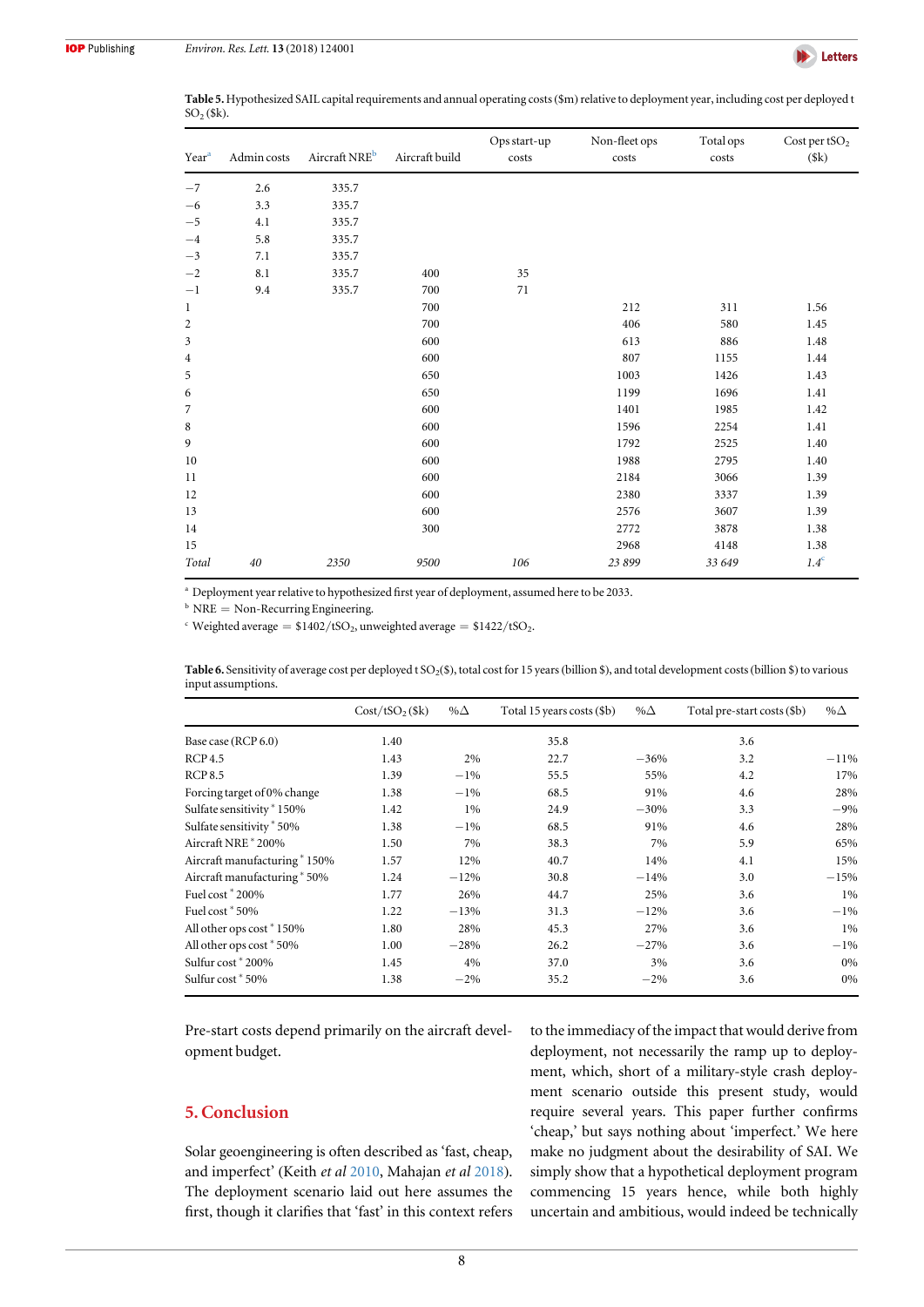**Table 5.** Hypothesized SAIL capital requirements and annual operating costs ($m) relative to deployment year, including cost per deployed t $SO_2$ ($k).

| Year[a] | Admin costs | Aircraft NRE[b] | Aircraft build | Ops start-up costs | Non-fleet ops costs | Total ops costs | Cost per t$SO_2$ ($k) |
|---|---|---|---|---|---|---|---|
| −7 | 2.6 | 335.7 | | | | | |
| −6 | 3.3 | 335.7 | | | | | |
| −5 | 4.1 | 335.7 | | | | | |
| −4 | 5.8 | 335.7 | | | | | |
| −3 | 7.1 | 335.7 | | | | | |
| −2 | 8.1 | 335.7 | 400 | 35 | | | |
| −1 | 9.4 | 335.7 | 700 | 71 | | | |
| 1 | | | 700 | | 212 | 311 | 1.56 |
| 2 | | | 700 | | 406 | 580 | 1.45 |
| 3 | | | 600 | | 613 | 886 | 1.48 |
| 4 | | | 600 | | 807 | 1155 | 1.44 |
| 5 | | | 650 | | 1003 | 1426 | 1.43 |
| 6 | | | 650 | | 1199 | 1696 | 1.41 |
| 7 | | | 600 | | 1401 | 1985 | 1.42 |
| 8 | | | 600 | | 1596 | 2254 | 1.41 |
| 9 | | | 600 | | 1792 | 2525 | 1.40 |
| 10 | | | 600 | | 1988 | 2795 | 1.40 |
| 11 | | | 600 | | 2184 | 3066 | 1.39 |
| 12 | | | 600 | | 2380 | 3337 | 1.39 |
| 13 | | | 600 | | 2576 | 3607 | 1.39 |
| 14 | | | 300 | | 2772 | 3878 | 1.38 |
| 15 | | | | | 2968 | 4148 | 1.38 |
| *Total* | *40* | *2350* | *9500* | *106* | *23 899* | *33 649* | *1.4*[c] |

[a] Deployment year relative to hypothesized first year of deployment, assumed here to be 2033.
[b] NRE = Non-Recurring Engineering.
[c] Weighted average = $1402/t$SO_2$, unweighted average = $1422/t$SO_2$.

**Table 6.** Sensitivity of average cost per deployed t $SO_2$($), total cost for 15 years (billion $), and total development costs (billion $) to various input assumptions.

| | Cost/t$SO_2$ ($k) | %Δ | Total 15 years costs ($b) | %Δ | Total pre-start costs ($b) | %Δ |
|---|---|---|---|---|---|---|
| Base case (RCP 6.0) | 1.40 | | 35.8 | | 3.6 | |
| RCP 4.5 | 1.43 | 2% | 22.7 | −36% | 3.2 | −11% |
| RCP 8.5 | 1.39 | −1% | 55.5 | 55% | 4.2 | 17% |
| Forcing target of 0% change | 1.38 | −1% | 68.5 | 91% | 4.6 | 28% |
| Sulfate sensitivity * 150% | 1.42 | 1% | 24.9 | −30% | 3.3 | −9% |
| Sulfate sensitivity * 50% | 1.38 | −1% | 68.5 | 91% | 4.6 | 28% |
| Aircraft NRE * 200% | 1.50 | 7% | 38.3 | 7% | 5.9 | 65% |
| Aircraft manufacturing * 150% | 1.57 | 12% | 40.7 | 14% | 4.1 | 15% |
| Aircraft manufacturing * 50% | 1.24 | −12% | 30.8 | −14% | 3.0 | −15% |
| Fuel cost * 200% | 1.77 | 26% | 44.7 | 25% | 3.6 | 1% |
| Fuel cost * 50% | 1.22 | −13% | 31.3 | −12% | 3.6 | −1% |
| All other ops cost * 150% | 1.80 | 28% | 45.3 | 27% | 3.6 | 1% |
| All other ops cost * 50% | 1.00 | −28% | 26.2 | −27% | 3.6 | −1% |
| Sulfur cost * 200% | 1.45 | 4% | 37.0 | 3% | 3.6 | 0% |
| Sulfur cost * 50% | 1.38 | −2% | 35.2 | −2% | 3.6 | 0% |

Pre-start costs depend primarily on the aircraft development budget.

## 5. Conclusion

Solar geoengineering is often described as 'fast, cheap, and imperfect' (Keith *et al* 2010, Mahajan *et al* 2018). The deployment scenario laid out here assumes the first, though it clarifies that 'fast' in this context refers to the immediacy of the impact that would derive from deployment, not necessarily the ramp up to deployment, which, short of a military-style crash deployment scenario outside this present study, would require several years. This paper further confirms 'cheap,' but says nothing about 'imperfect.' We here make no judgment about the desirability of SAI. We simply show that a hypothetical deployment program commencing 15 years hence, while both highly uncertain and ambitious, would indeed be technically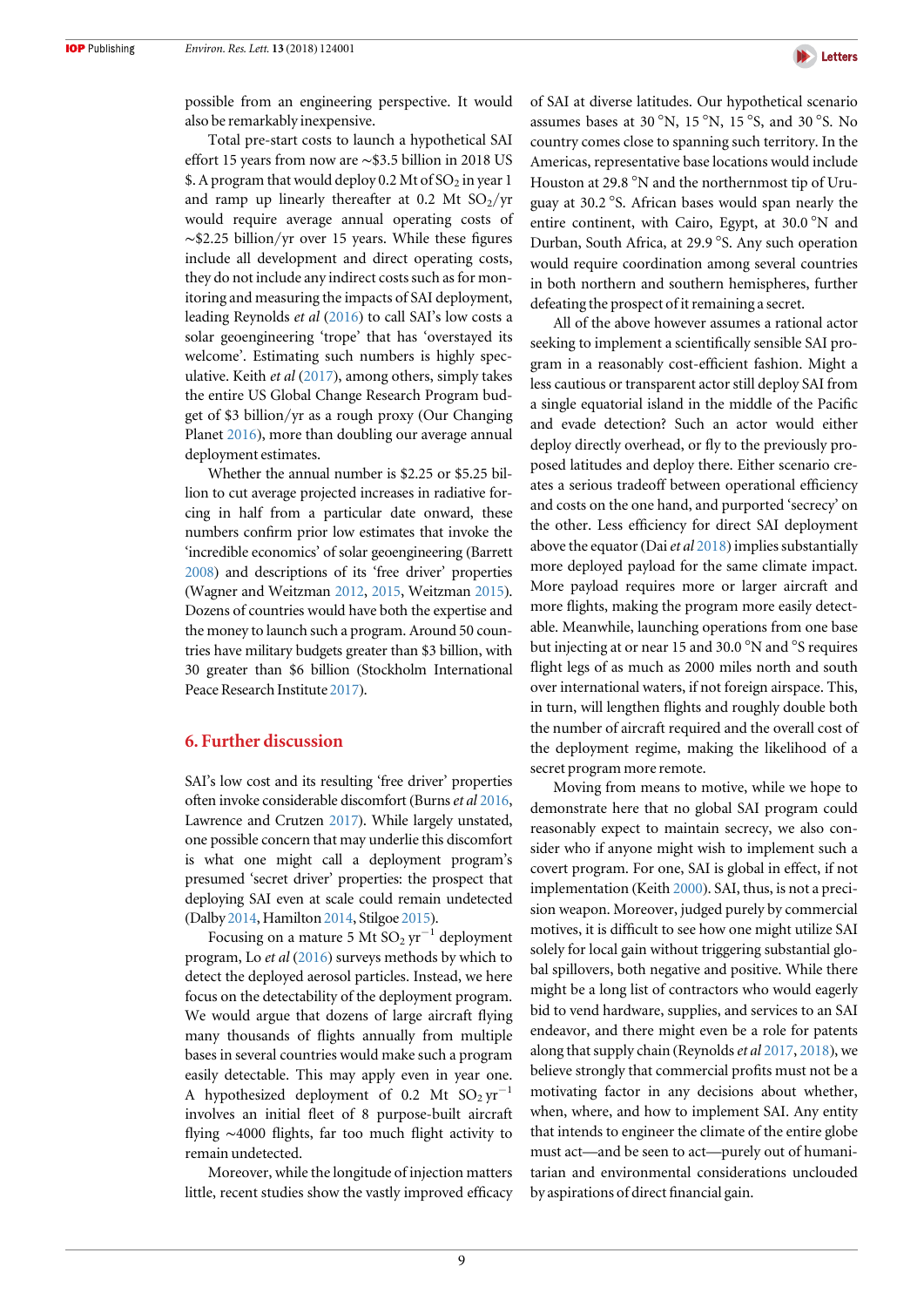possible from an engineering perspective. It would also be remarkably inexpensive.

Total pre-start costs to launch a hypothetical SAI effort 15 years from now are ∼\$3.5 billion in 2018 US \$. A program that would deploy 0.2 Mt of $SO_2$ in year 1 and ramp up linearly thereafter at 0.2 Mt $SO_2$/yr would require average annual operating costs of ∼\$2.25 billion/yr over 15 years. While these figures include all development and direct operating costs, they do not include any indirect costs such as for monitoring and measuring the impacts of SAI deployment, leading Reynolds *et al* (2016) to call SAI's low costs a solar geoengineering 'trope' that has 'overstayed its welcome'. Estimating such numbers is highly speculative. Keith *et al* (2017), among others, simply takes the entire US Global Change Research Program budget of \$3 billion/yr as a rough proxy (Our Changing Planet 2016), more than doubling our average annual deployment estimates.

Whether the annual number is \$2.25 or \$5.25 billion to cut average projected increases in radiative forcing in half from a particular date onward, these numbers confirm prior low estimates that invoke the 'incredible economics' of solar geoengineering (Barrett 2008) and descriptions of its 'free driver' properties (Wagner and Weitzman 2012, 2015, Weitzman 2015). Dozens of countries would have both the expertise and the money to launch such a program. Around 50 countries have military budgets greater than \$3 billion, with 30 greater than \$6 billion (Stockholm International Peace Research Institute 2017).

## 6. Further discussion

SAI's low cost and its resulting 'free driver' properties often invoke considerable discomfort (Burns *et al* 2016, Lawrence and Crutzen 2017). While largely unstated, one possible concern that may underlie this discomfort is what one might call a deployment program's presumed 'secret driver' properties: the prospect that deploying SAI even at scale could remain undetected (Dalby 2014, Hamilton 2014, Stilgoe 2015).

Focusing on a mature 5 Mt $SO_2$ $yr^{-1}$ deployment program, Lo *et al* (2016) surveys methods by which to detect the deployed aerosol particles. Instead, we here focus on the detectability of the deployment program. We would argue that dozens of large aircraft flying many thousands of flights annually from multiple bases in several countries would make such a program easily detectable. This may apply even in year one. A hypothesized deployment of 0.2 Mt $SO_2$ $yr^{-1}$ involves an initial fleet of 8 purpose-built aircraft flying ∼4000 flights, far too much flight activity to remain undetected.

Moreover, while the longitude of injection matters little, recent studies show the vastly improved efficacy of SAI at diverse latitudes. Our hypothetical scenario assumes bases at 30 °N, 15 °N, 15 °S, and 30 °S. No country comes close to spanning such territory. In the Americas, representative base locations would include Houston at 29.8 °N and the northernmost tip of Uruguay at 30.2 °S. African bases would span nearly the entire continent, with Cairo, Egypt, at 30.0 °N and Durban, South Africa, at 29.9 °S. Any such operation would require coordination among several countries in both northern and southern hemispheres, further defeating the prospect of it remaining a secret.

All of the above however assumes a rational actor seeking to implement a scientifically sensible SAI program in a reasonably cost-efficient fashion. Might a less cautious or transparent actor still deploy SAI from a single equatorial island in the middle of the Pacific and evade detection? Such an actor would either deploy directly overhead, or fly to the previously proposed latitudes and deploy there. Either scenario creates a serious tradeoff between operational efficiency and costs on the one hand, and purported 'secrecy' on the other. Less efficiency for direct SAI deployment above the equator (Dai *et al* 2018) implies substantially more deployed payload for the same climate impact. More payload requires more or larger aircraft and more flights, making the program more easily detectable. Meanwhile, launching operations from one base but injecting at or near 15 and 30.0 °N and °S requires flight legs of as much as 2000 miles north and south over international waters, if not foreign airspace. This, in turn, will lengthen flights and roughly double both the number of aircraft required and the overall cost of the deployment regime, making the likelihood of a secret program more remote.

Moving from means to motive, while we hope to demonstrate here that no global SAI program could reasonably expect to maintain secrecy, we also consider who if anyone might wish to implement such a covert program. For one, SAI is global in effect, if not implementation (Keith 2000). SAI, thus, is not a precision weapon. Moreover, judged purely by commercial motives, it is difficult to see how one might utilize SAI solely for local gain without triggering substantial global spillovers, both negative and positive. While there might be a long list of contractors who would eagerly bid to vend hardware, supplies, and services to an SAI endeavor, and there might even be a role for patents along that supply chain (Reynolds *et al* 2017, 2018), we believe strongly that commercial profits must not be a motivating factor in any decisions about whether, when, where, and how to implement SAI. Any entity that intends to engineer the climate of the entire globe must act—and be seen to act—purely out of humanitarian and environmental considerations unclouded by aspirations of direct financial gain.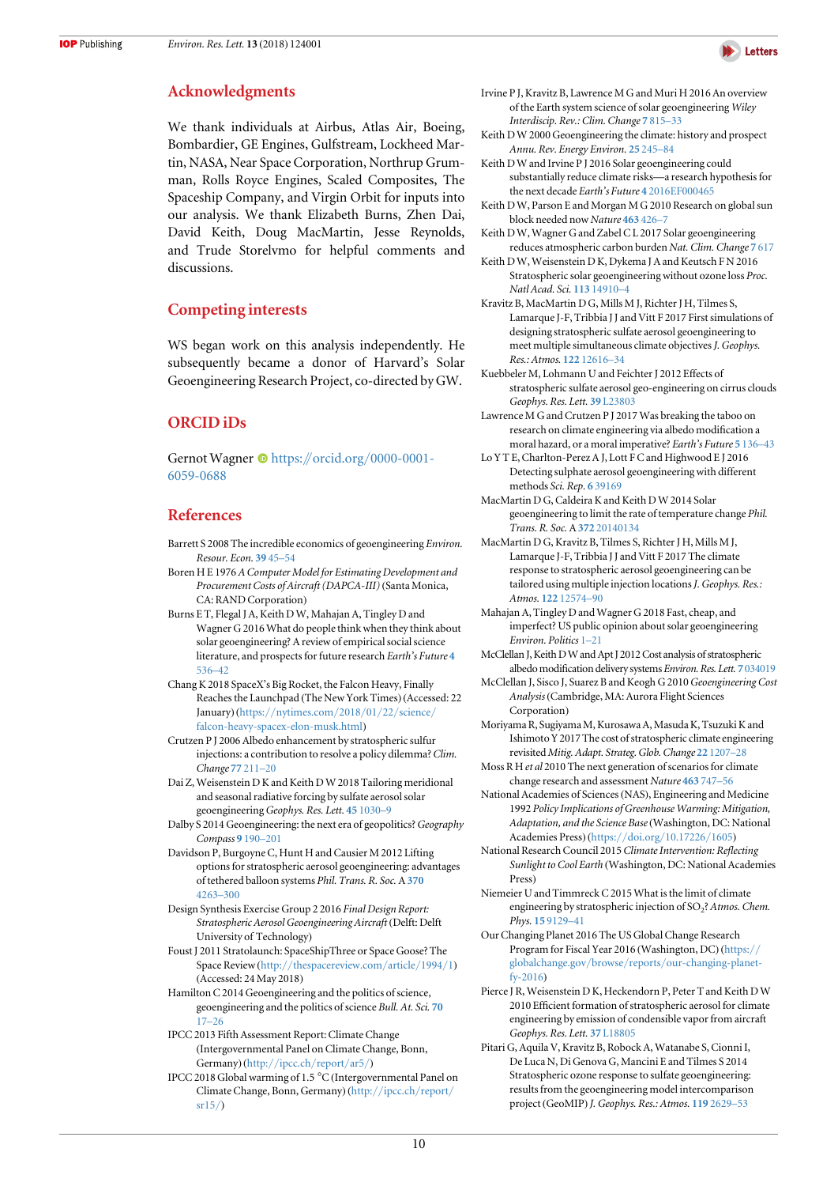## Acknowledgments

We thank individuals at Airbus, Atlas Air, Boeing, Bombardier, GE Engines, Gulfstream, Lockheed Martin, NASA, Near Space Corporation, Northrup Grumman, Rolls Royce Engines, Scaled Composites, The Spaceship Company, and Virgin Orbit for inputs into our analysis. We thank Elizabeth Burns, Zhen Dai, David Keith, Doug MacMartin, Jesse Reynolds, and Trude Storelvmo for helpful comments and discussions.

## Competing interests

WS began work on this analysis independently. He subsequently became a donor of Harvard's Solar Geoengineering Research Project, co-directed by GW.

## ORCID iDs

Gernot Wagner https://orcid.org/0000-0001-6059-0688

## References

Barrett S 2008 The incredible economics of geoengineering *Environ. Resour. Econ.* **39** 45–54

Boren H E 1976 *A Computer Model for Estimating Development and Procurement Costs of Aircraft (DAPCA-III)* (Santa Monica, CA: RAND Corporation)

Burns E T, Flegal J A, Keith D W, Mahajan A, Tingley D and Wagner G 2016 What do people think when they think about solar geoengineering? A review of empirical social science literature, and prospects for future research *Earth's Future* **4** 536–42

Chang K 2018 SpaceX's Big Rocket, the Falcon Heavy, Finally Reaches the Launchpad (The New York Times) (Accessed: 22 January) (https://nytimes.com/2018/01/22/science/falcon-heavy-spacex-elon-musk.html)

Crutzen P J 2006 Albedo enhancement by stratospheric sulfur injections: a contribution to resolve a policy dilemma? *Clim. Change* **77** 211–20

Dai Z, Weisenstein D K and Keith D W 2018 Tailoring meridional and seasonal radiative forcing by sulfate aerosol solar geoengineering *Geophys. Res. Lett.* **45** 1030–9

Dalby S 2014 Geoengineering: the next era of geopolitics? *Geography Compass* **9** 190–201

Davidson P, Burgoyne C, Hunt H and Causier M 2012 Lifting options for stratospheric aerosol geoengineering: advantages of tethered balloon systems *Phil. Trans. R. Soc.* A **370** 4263–300

Design Synthesis Exercise Group 2 2016 *Final Design Report: Stratospheric Aerosol Geoengineering Aircraft* (Delft: Delft University of Technology)

Foust J 2011 Stratolaunch: SpaceShipThree or Space Goose? The Space Review (http://thespacereview.com/article/1994/1) (Accessed: 24 May 2018)

Hamilton C 2014 Geoengineering and the politics of science, geoengineering and the politics of science *Bull. At. Sci.* **70** 17–26

IPCC 2013 Fifth Assessment Report: Climate Change (Intergovernmental Panel on Climate Change, Bonn, Germany) (http://ipcc.ch/report/ar5/)

IPCC 2018 Global warming of 1.5 °C (Intergovernmental Panel on Climate Change, Bonn, Germany) (http://ipcc.ch/report/sr15/)

Irvine P J, Kravitz B, Lawrence M G and Muri H 2016 An overview of the Earth system science of solar geoengineering *Wiley Interdiscip. Rev.: Clim. Change* **7** 815–33

Keith D W 2000 Geoengineering the climate: history and prospect *Annu. Rev. Energy Environ.* **25** 245–84

Keith D W and Irvine P J 2016 Solar geoengineering could substantially reduce climate risks—a research hypothesis for the next decade *Earth's Future* **4** 2016EF000465

Keith D W, Parson E and Morgan M G 2010 Research on global sun block needed now *Nature* **463** 426–7

Keith D W, Wagner G and Zabel C L 2017 Solar geoengineering reduces atmospheric carbon burden *Nat. Clim. Change* **7** 617

Keith D W, Weisenstein D K, Dykema J A and Keutsch F N 2016 Stratospheric solar geoengineering without ozone loss *Proc. Natl Acad. Sci.* **113** 14910–4

Kravitz B, MacMartin D G, Mills M J, Richter J H, Tilmes S, Lamarque J-F, Tribbia J J and Vitt F 2017 First simulations of designing stratospheric sulfate aerosol geoengineering to meet multiple simultaneous climate objectives *J. Geophys. Res.: Atmos.* **122** 12616–34

Kuebbeler M, Lohmann U and Feichter J 2012 Effects of stratospheric sulfate aerosol geo-engineering on cirrus clouds *Geophys. Res. Lett.* **39** L23803

Lawrence M G and Crutzen P J 2017 Was breaking the taboo on research on climate engineering via albedo modification a moral hazard, or a moral imperative? *Earth's Future* **5** 136–43

Lo Y T E, Charlton-Perez A J, Lott F C and Highwood E J 2016 Detecting sulphate aerosol geoengineering with different methods *Sci. Rep.* **6** 39169

MacMartin D G, Caldeira K and Keith D W 2014 Solar geoengineering to limit the rate of temperature change *Phil. Trans. R. Soc.* A **372** 20140134

MacMartin D G, Kravitz B, Tilmes S, Richter J H, Mills M J, Lamarque J-F, Tribbia J J and Vitt F 2017 The climate response to stratospheric aerosol geoengineering can be tailored using multiple injection locations *J. Geophys. Res.: Atmos.* **122** 12574–90

Mahajan A, Tingley D and Wagner G 2018 Fast, cheap, and imperfect? US public opinion about solar geoengineering *Environ. Politics* 1–21

McClellan J, Keith D W and Apt J 2012 Cost analysis of stratospheric albedo modification delivery systems *Environ. Res. Lett.* **7** 034019

McClellan J, Sisco J, Suarez B and Keogh G 2010 *Geoengineering Cost Analysis* (Cambridge, MA: Aurora Flight Sciences Corporation)

Moriyama R, Sugiyama M, Kurosawa A, Masuda K, Tsuzuki K and Ishimoto Y 2017 The cost of stratospheric climate engineering revisited *Mitig. Adapt. Strateg. Glob. Change* **22** 1207–28

Moss R H *et al* 2010 The next generation of scenarios for climate change research and assessment *Nature* **463** 747–56

National Academies of Sciences (NAS), Engineering and Medicine 1992 *Policy Implications of Greenhouse Warming: Mitigation, Adaptation, and the Science Base* (Washington, DC: National Academies Press) (https://doi.org/10.17226/1605)

National Research Council 2015 *Climate Intervention: Reflecting Sunlight to Cool Earth* (Washington, DC: National Academies Press)

Niemeier U and Timmreck C 2015 What is the limit of climate engineering by stratospheric injection of $SO_2$? *Atmos. Chem. Phys.* **15** 9129–41

Our Changing Planet 2016 The US Global Change Research Program for Fiscal Year 2016 (Washington, DC) (https://globalchange.gov/browse/reports/our-changing-planet-fy-2016)

Pierce J R, Weisenstein D K, Heckendorn P, Peter T and Keith D W 2010 Efficient formation of stratospheric aerosol for climate engineering by emission of condensible vapor from aircraft *Geophys. Res. Lett.* **37** L18805

Pitari G, Aquila V, Kravitz B, Robock A, Watanabe S, Cionni I, De Luca N, Di Genova G, Mancini E and Tilmes S 2014 Stratospheric ozone response to sulfate geoengineering: results from the geoengineering model intercomparison project (GeoMIP) *J. Geophys. Res.: Atmos.* **119** 2629–53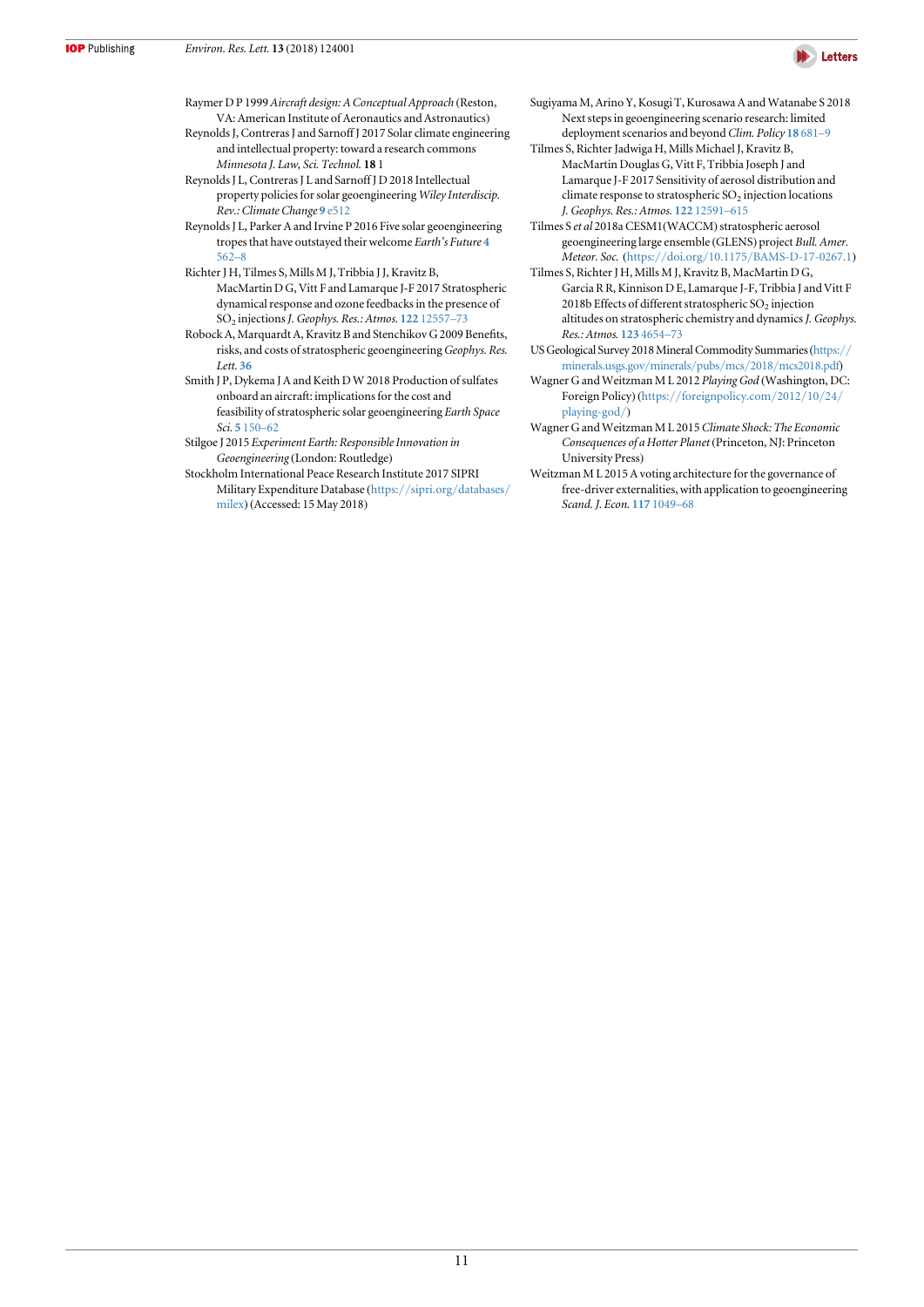Raymer D P 1999 *Aircraft design: A Conceptual Approach* (Reston, VA: American Institute of Aeronautics and Astronautics)

Reynolds J, Contreras J and Sarnoff J 2017 Solar climate engineering and intellectual property: toward a research commons *Minnesota J. Law, Sci. Technol.* **18** 1

Reynolds J L, Contreras J L and Sarnoff J D 2018 Intellectual property policies for solar geoengineering *Wiley Interdiscip. Rev.: Climate Change* **9** e512

Reynolds J L, Parker A and Irvine P 2016 Five solar geoengineering tropes that have outstayed their welcome *Earth's Future* **4** 562–8

Richter J H, Tilmes S, Mills M J, Tribbia J J, Kravitz B, MacMartin D G, Vitt F and Lamarque J-F 2017 Stratospheric dynamical response and ozone feedbacks in the presence of $SO_2$ injections *J. Geophys. Res.: Atmos.* **122** 12557–73

Robock A, Marquardt A, Kravitz B and Stenchikov G 2009 Benefits, risks, and costs of stratospheric geoengineering *Geophys. Res. Lett.* **36**

Smith J P, Dykema J A and Keith D W 2018 Production of sulfates onboard an aircraft: implications for the cost and feasibility of stratospheric solar geoengineering *Earth Space Sci.* **5** 150–62

Stilgoe J 2015 *Experiment Earth: Responsible Innovation in Geoengineering* (London: Routledge)

Stockholm International Peace Research Institute 2017 SIPRI Military Expenditure Database (https://sipri.org/databases/milex) (Accessed: 15 May 2018)

Sugiyama M, Arino Y, Kosugi T, Kurosawa A and Watanabe S 2018 Next steps in geoengineering scenario research: limited deployment scenarios and beyond *Clim. Policy* **18** 681–9

Tilmes S, Richter Jadwiga H, Mills Michael J, Kravitz B, MacMartin Douglas G, Vitt F, Tribbia Joseph J and Lamarque J-F 2017 Sensitivity of aerosol distribution and climate response to stratospheric $SO_2$ injection locations *J. Geophys. Res.: Atmos.* **122** 12591–615

Tilmes S *et al* 2018a CESM1(WACCM) stratospheric aerosol geoengineering large ensemble (GLENS) project *Bull. Amer. Meteor. Soc.* (https://doi.org/10.1175/BAMS-D-17-0267.1)

Tilmes S, Richter J H, Mills M J, Kravitz B, MacMartin D G, Garcia R R, Kinnison D E, Lamarque J-F, Tribbia J and Vitt F 2018b Effects of different stratospheric $SO_2$ injection altitudes on stratospheric chemistry and dynamics *J. Geophys. Res.: Atmos.* **123** 4654–73

US Geological Survey 2018 Mineral Commodity Summaries (https://minerals.usgs.gov/minerals/pubs/mcs/2018/mcs2018.pdf)

Wagner G and Weitzman M L 2012 *Playing God* (Washington, DC: Foreign Policy) (https://foreignpolicy.com/2012/10/24/playing-god/)

Wagner G and Weitzman M L 2015 *Climate Shock: The Economic Consequences of a Hotter Planet* (Princeton, NJ: Princeton University Press)

Weitzman M L 2015 A voting architecture for the governance of free-driver externalities, with application to geoengineering *Scand. J. Econ.* **117** 1049–68